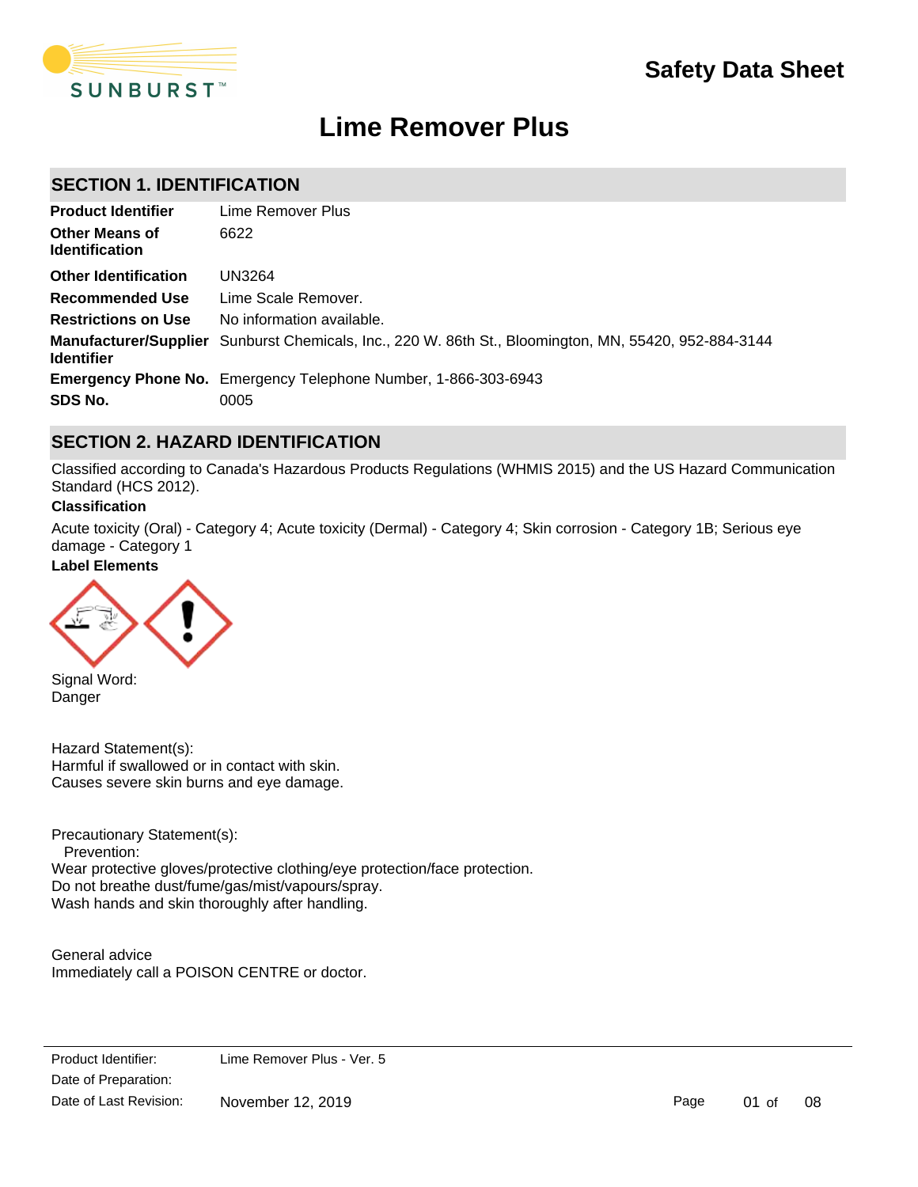# Safety Data Sheet

# Lime Remover Plus

## SECTION 1. IDENTIFICATION

| | |
|---|---|
| **Product Identifier** | Lime Remover Plus |
| **Other Means of Identification** | 6622 |
| **Other Identification** | UN3264 |
| **Recommended Use** | Lime Scale Remover. |
| **Restrictions on Use** | No information available. |
| **Manufacturer/Supplier Identifier** | Sunburst Chemicals, Inc., 220 W. 86th St., Bloomington, MN, 55420, 952-884-3144 |
| **Emergency Phone No.** | Emergency Telephone Number, 1-866-303-6943 |
| **SDS No.** | 0005 |

## SECTION 2. HAZARD IDENTIFICATION

Classified according to Canada's Hazardous Products Regulations (WHMIS 2015) and the US Hazard Communication Standard (HCS 2012).

**Classification**

Acute toxicity (Oral) - Category 4; Acute toxicity (Dermal) - Category 4; Skin corrosion - Category 1B; Serious eye damage - Category 1

**Label Elements**

Signal Word:
Danger

Hazard Statement(s):
Harmful if swallowed or in contact with skin.
Causes severe skin burns and eye damage.

Precautionary Statement(s):
Prevention:
Wear protective gloves/protective clothing/eye protection/face protection.
Do not breathe dust/fume/gas/mist/vapours/spray.
Wash hands and skin thoroughly after handling.

General advice
Immediately call a POISON CENTRE or doctor.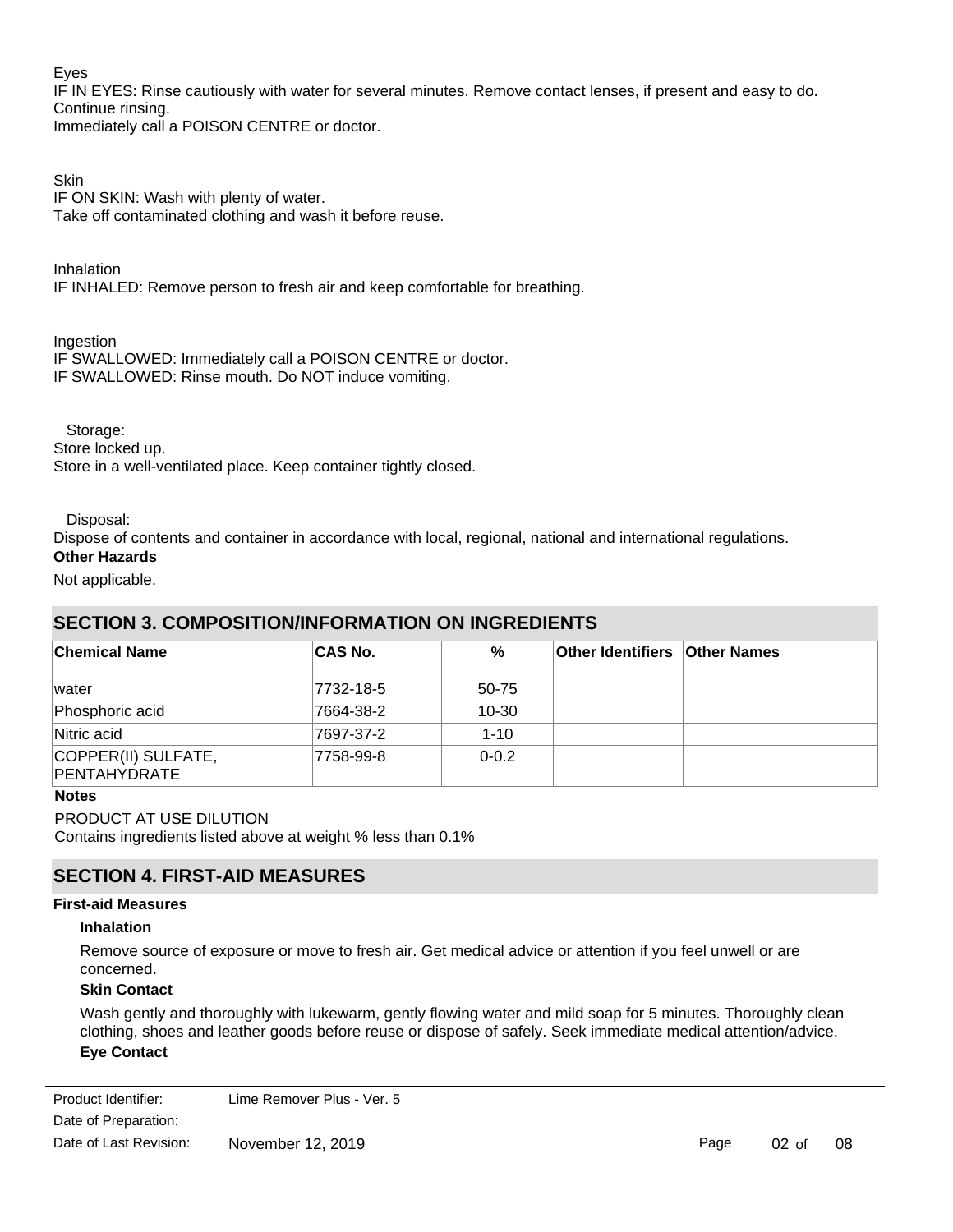Eyes

IF IN EYES: Rinse cautiously with water for several minutes. Remove contact lenses, if present and easy to do. Continue rinsing.
Immediately call a POISON CENTRE or doctor.

Skin

IF ON SKIN: Wash with plenty of water.
Take off contaminated clothing and wash it before reuse.

Inhalation

IF INHALED: Remove person to fresh air and keep comfortable for breathing.

Ingestion

IF SWALLOWED: Immediately call a POISON CENTRE or doctor.
IF SWALLOWED: Rinse mouth. Do NOT induce vomiting.

Storage:

Store locked up.
Store in a well-ventilated place. Keep container tightly closed.

Disposal:

Dispose of contents and container in accordance with local, regional, national and international regulations.

**Other Hazards**

Not applicable.

## SECTION 3. COMPOSITION/INFORMATION ON INGREDIENTS

| Chemical Name | CAS No. | % | Other Identifiers | Other Names |
|---|---|---|---|---|
| water | 7732-18-5 | 50-75 | | |
| Phosphoric acid | 7664-38-2 | 10-30 | | |
| Nitric acid | 7697-37-2 | 1-10 | | |
| COPPER(II) SULFATE, PENTAHYDRATE | 7758-99-8 | 0-0.2 | | |

**Notes**

PRODUCT AT USE DILUTION
Contains ingredients listed above at weight % less than 0.1%

## SECTION 4. FIRST-AID MEASURES

**First-aid Measures**

**Inhalation**

Remove source of exposure or move to fresh air. Get medical advice or attention if you feel unwell or are concerned.

**Skin Contact**

Wash gently and thoroughly with lukewarm, gently flowing water and mild soap for 5 minutes. Thoroughly clean clothing, shoes and leather goods before reuse or dispose of safely. Seek immediate medical attention/advice.

**Eye Contact**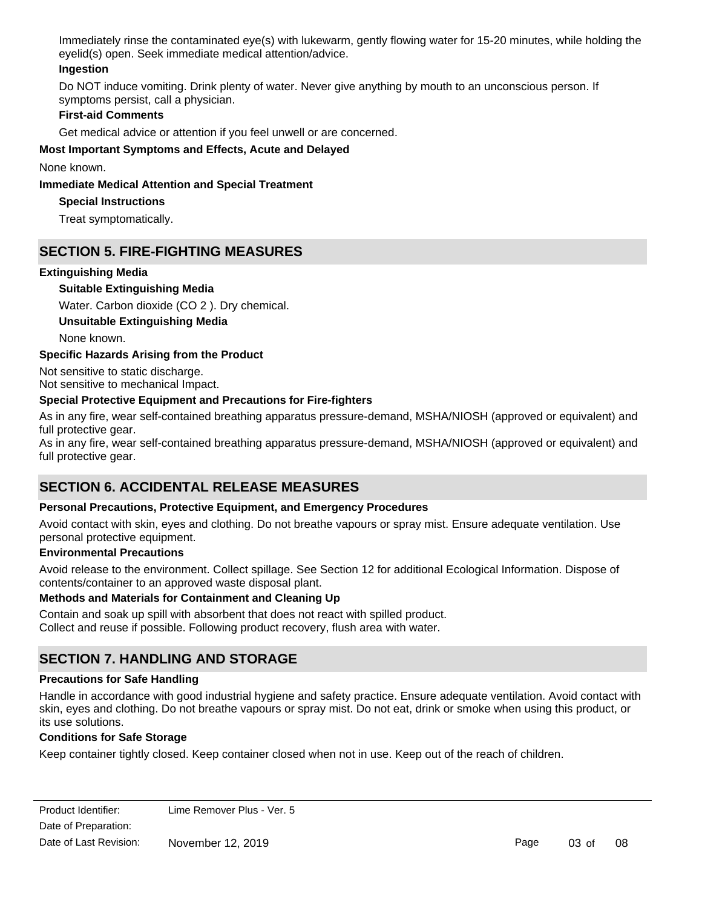Immediately rinse the contaminated eye(s) with lukewarm, gently flowing water for 15-20 minutes, while holding the eyelid(s) open. Seek immediate medical attention/advice.

**Ingestion**

Do NOT induce vomiting. Drink plenty of water. Never give anything by mouth to an unconscious person. If symptoms persist, call a physician.

**First-aid Comments**

Get medical advice or attention if you feel unwell or are concerned.

**Most Important Symptoms and Effects, Acute and Delayed**

None known.

**Immediate Medical Attention and Special Treatment**

**Special Instructions**

Treat symptomatically.

## SECTION 5. FIRE-FIGHTING MEASURES

**Extinguishing Media**

**Suitable Extinguishing Media**

Water. Carbon dioxide ($CO_2$). Dry chemical.

**Unsuitable Extinguishing Media**

None known.

**Specific Hazards Arising from the Product**

Not sensitive to static discharge.
Not sensitive to mechanical Impact.

**Special Protective Equipment and Precautions for Fire-fighters**

As in any fire, wear self-contained breathing apparatus pressure-demand, MSHA/NIOSH (approved or equivalent) and full protective gear.
As in any fire, wear self-contained breathing apparatus pressure-demand, MSHA/NIOSH (approved or equivalent) and full protective gear.

## SECTION 6. ACCIDENTAL RELEASE MEASURES

**Personal Precautions, Protective Equipment, and Emergency Procedures**

Avoid contact with skin, eyes and clothing. Do not breathe vapours or spray mist. Ensure adequate ventilation. Use personal protective equipment.

**Environmental Precautions**

Avoid release to the environment. Collect spillage. See Section 12 for additional Ecological Information. Dispose of contents/container to an approved waste disposal plant.

**Methods and Materials for Containment and Cleaning Up**

Contain and soak up spill with absorbent that does not react with spilled product.
Collect and reuse if possible. Following product recovery, flush area with water.

## SECTION 7. HANDLING AND STORAGE

**Precautions for Safe Handling**

Handle in accordance with good industrial hygiene and safety practice. Ensure adequate ventilation. Avoid contact with skin, eyes and clothing. Do not breathe vapours or spray mist. Do not eat, drink or smoke when using this product, or its use solutions.

**Conditions for Safe Storage**

Keep container tightly closed. Keep container closed when not in use. Keep out of the reach of children.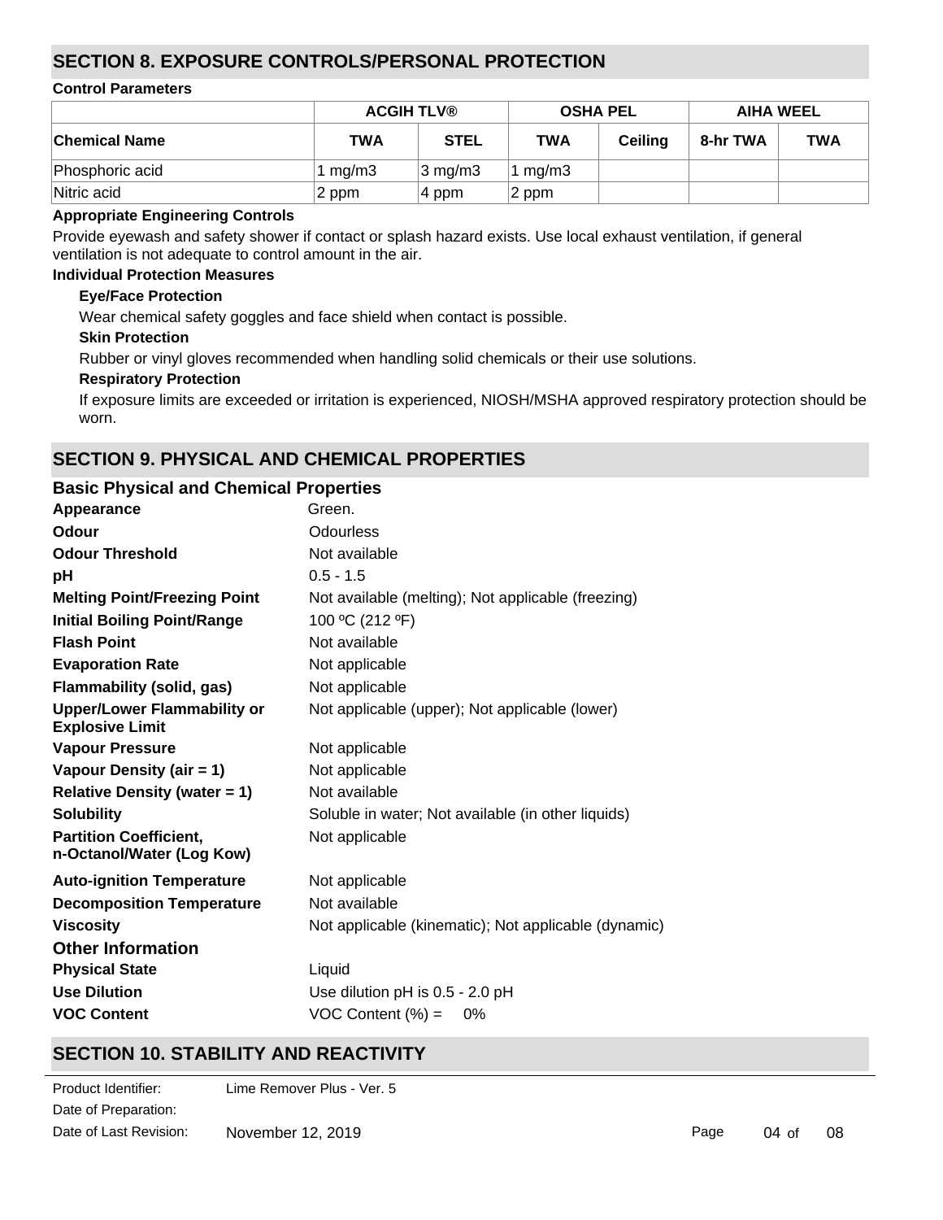## SECTION 8. EXPOSURE CONTROLS/PERSONAL PROTECTION

**Control Parameters**

| | ACGIH TLV® | | OSHA PEL | | AIHA WEEL | |
|---|---|---|---|---|---|---|
| **Chemical Name** | **TWA** | **STEL** | **TWA** | **Ceiling** | **8-hr TWA** | **TWA** |
| Phosphoric acid | 1 mg/m3 | 3 mg/m3 | 1 mg/m3 | | | |
| Nitric acid | 2 ppm | 4 ppm | 2 ppm | | | |

**Appropriate Engineering Controls**

Provide eyewash and safety shower if contact or splash hazard exists. Use local exhaust ventilation, if general ventilation is not adequate to control amount in the air.

**Individual Protection Measures**

**Eye/Face Protection**

Wear chemical safety goggles and face shield when contact is possible.

**Skin Protection**

Rubber or vinyl gloves recommended when handling solid chemicals or their use solutions.

**Respiratory Protection**

If exposure limits are exceeded or irritation is experienced, NIOSH/MSHA approved respiratory protection should be worn.

## SECTION 9. PHYSICAL AND CHEMICAL PROPERTIES

### Basic Physical and Chemical Properties

**Appearance**: Green.

**Odour**: Odourless

**Odour Threshold**: Not available

**pH**: 0.5 - 1.5

**Melting Point/Freezing Point**: Not available (melting); Not applicable (freezing)

**Initial Boiling Point/Range**: 100 ºC (212 ºF)

**Flash Point**: Not available

**Evaporation Rate**: Not applicable

**Flammability (solid, gas)**: Not applicable

**Upper/Lower Flammability or Explosive Limit**: Not applicable (upper); Not applicable (lower)

**Vapour Pressure**: Not applicable

**Vapour Density (air = 1)**: Not applicable

**Relative Density (water = 1)**: Not available

**Solubility**: Soluble in water; Not available (in other liquids)

**Partition Coefficient, n-Octanol/Water (Log Kow)**: Not applicable

**Auto-ignition Temperature**: Not applicable

**Decomposition Temperature**: Not available

**Viscosity**: Not applicable (kinematic); Not applicable (dynamic)

### Other Information

**Physical State**: Liquid

**Use Dilution**: Use dilution pH is 0.5 - 2.0 pH

**VOC Content**: VOC Content (%) = 0%

## SECTION 10. STABILITY AND REACTIVITY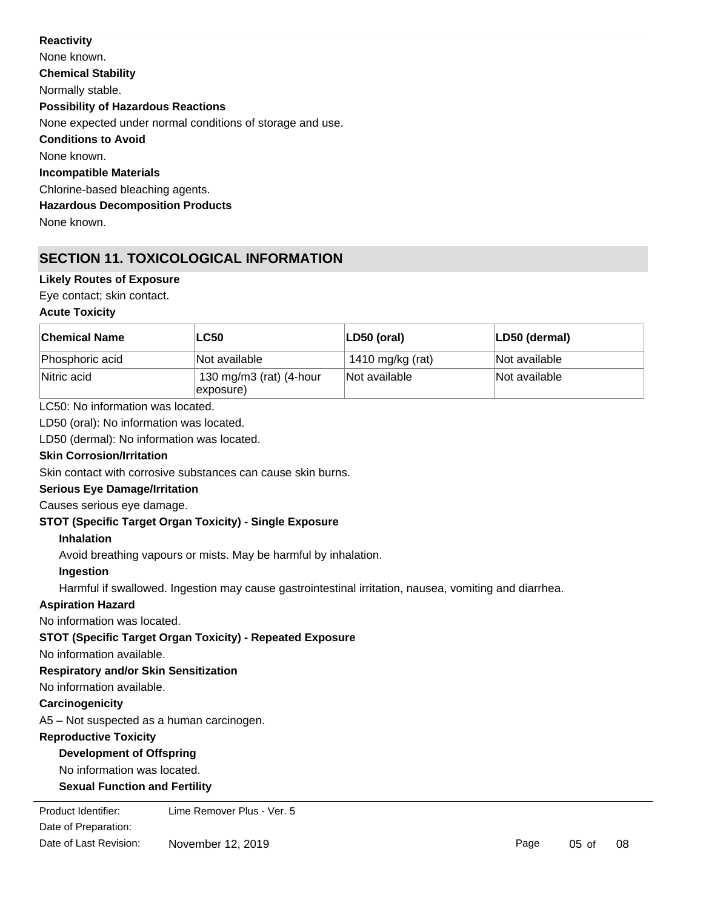**Reactivity**

None known.

**Chemical Stability**

Normally stable.

**Possibility of Hazardous Reactions**

None expected under normal conditions of storage and use.

**Conditions to Avoid**

None known.

**Incompatible Materials**

Chlorine-based bleaching agents.

**Hazardous Decomposition Products**

None known.

## SECTION 11. TOXICOLOGICAL INFORMATION

**Likely Routes of Exposure**

Eye contact; skin contact.

**Acute Toxicity**

| Chemical Name | LC50 | LD50 (oral) | LD50 (dermal) |
|---|---|---|---|
| Phosphoric acid | Not available | 1410 mg/kg (rat) | Not available |
| Nitric acid | 130 mg/m3 (rat) (4-hour exposure) | Not available | Not available |

LC50: No information was located.

LD50 (oral): No information was located.

LD50 (dermal): No information was located.

**Skin Corrosion/Irritation**

Skin contact with corrosive substances can cause skin burns.

**Serious Eye Damage/Irritation**

Causes serious eye damage.

**STOT (Specific Target Organ Toxicity) - Single Exposure**

**Inhalation**

Avoid breathing vapours or mists. May be harmful by inhalation.

**Ingestion**

Harmful if swallowed. Ingestion may cause gastrointestinal irritation, nausea, vomiting and diarrhea.

**Aspiration Hazard**

No information was located.

**STOT (Specific Target Organ Toxicity) - Repeated Exposure**

No information available.

**Respiratory and/or Skin Sensitization**

No information available.

**Carcinogenicity**

A5 – Not suspected as a human carcinogen.

**Reproductive Toxicity**

**Development of Offspring**

No information was located.

**Sexual Function and Fertility**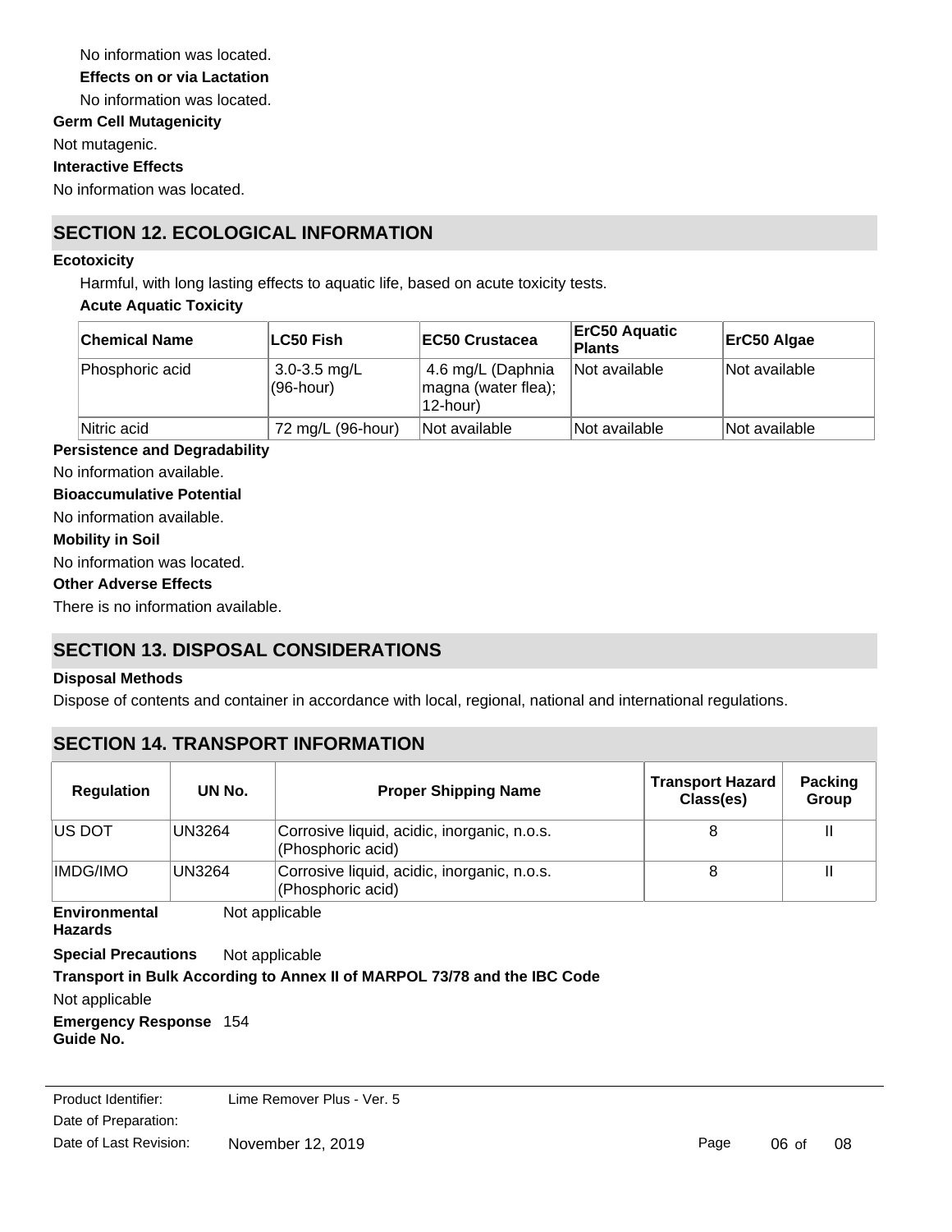No information was located.

**Effects on or via Lactation**

No information was located.

**Germ Cell Mutagenicity**

Not mutagenic.

**Interactive Effects**

No information was located.

## SECTION 12. ECOLOGICAL INFORMATION

**Ecotoxicity**

Harmful, with long lasting effects to aquatic life, based on acute toxicity tests.

**Acute Aquatic Toxicity**

| Chemical Name | LC50 Fish | EC50 Crustacea | ErC50 Aquatic Plants | ErC50 Algae |
|---|---|---|---|---|
| Phosphoric acid | 3.0-3.5 mg/L (96-hour) | 4.6 mg/L (Daphnia magna (water flea); 12-hour) | Not available | Not available |
| Nitric acid | 72 mg/L (96-hour) | Not available | Not available | Not available |

**Persistence and Degradability**

No information available.

**Bioaccumulative Potential**

No information available.

**Mobility in Soil**

No information was located.

**Other Adverse Effects**

There is no information available.

## SECTION 13. DISPOSAL CONSIDERATIONS

**Disposal Methods**

Dispose of contents and container in accordance with local, regional, national and international regulations.

## SECTION 14. TRANSPORT INFORMATION

| Regulation | UN No. | Proper Shipping Name | Transport Hazard Class(es) | Packing Group |
|---|---|---|---|---|
| US DOT | UN3264 | Corrosive liquid, acidic, inorganic, n.o.s. (Phosphoric acid) | 8 | II |
| IMDG/IMO | UN3264 | Corrosive liquid, acidic, inorganic, n.o.s. (Phosphoric acid) | 8 | II |

**Environmental Hazards** Not applicable

**Special Precautions** Not applicable

**Transport in Bulk According to Annex II of MARPOL 73/78 and the IBC Code**

Not applicable

**Emergency Response Guide No.** 154

Product Identifier: Lime Remover Plus - Ver. 5

Date of Preparation:

Date of Last Revision: November 12, 2019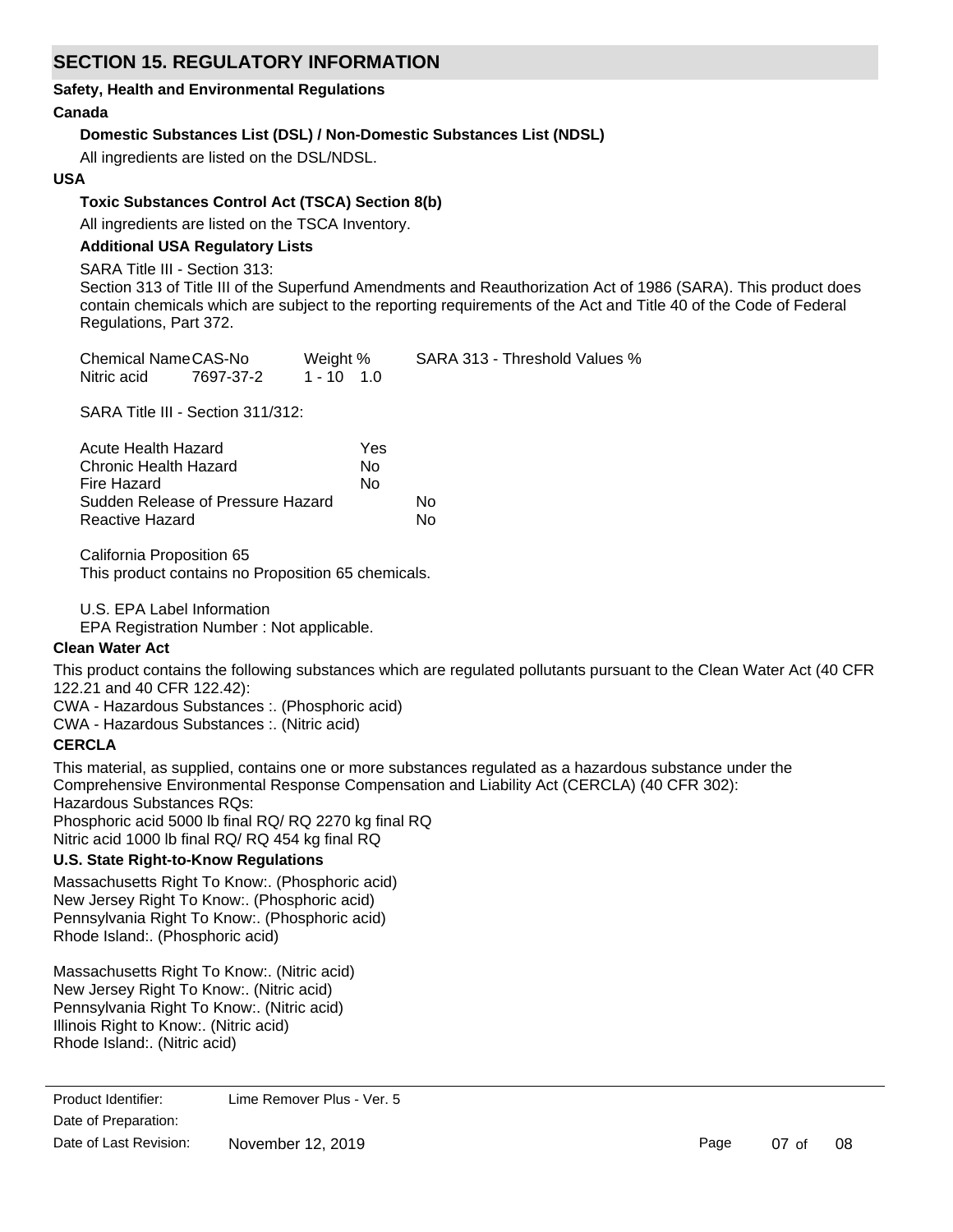## SECTION 15. REGULATORY INFORMATION

**Safety, Health and Environmental Regulations**

**Canada**

**Domestic Substances List (DSL) / Non-Domestic Substances List (NDSL)**

All ingredients are listed on the DSL/NDSL.

**USA**

**Toxic Substances Control Act (TSCA) Section 8(b)**

All ingredients are listed on the TSCA Inventory.

**Additional USA Regulatory Lists**

SARA Title III - Section 313:

Section 313 of Title III of the Superfund Amendments and Reauthorization Act of 1986 (SARA). This product does contain chemicals which are subject to the reporting requirements of the Act and Title 40 of the Code of Federal Regulations, Part 372.

| Chemical Name | CAS-No | Weight % | SARA 313 - Threshold Values % |
|---|---|---|---|
| Nitric acid | 7697-37-2 | 1 - 10 | 1.0 |

SARA Title III - Section 311/312:

| | |
|---|---|
| Acute Health Hazard | Yes |
| Chronic Health Hazard | No |
| Fire Hazard | No |
| Sudden Release of Pressure Hazard | No |
| Reactive Hazard | No |

California Proposition 65

This product contains no Proposition 65 chemicals.

U.S. EPA Label Information

EPA Registration Number : Not applicable.

**Clean Water Act**

This product contains the following substances which are regulated pollutants pursuant to the Clean Water Act (40 CFR 122.21 and 40 CFR 122.42):

CWA - Hazardous Substances :. (Phosphoric acid)

CWA - Hazardous Substances :. (Nitric acid)

**CERCLA**

This material, as supplied, contains one or more substances regulated as a hazardous substance under the Comprehensive Environmental Response Compensation and Liability Act (CERCLA) (40 CFR 302):

Hazardous Substances RQs:

Phosphoric acid 5000 lb final RQ/ RQ 2270 kg final RQ

Nitric acid 1000 lb final RQ/ RQ 454 kg final RQ

**U.S. State Right-to-Know Regulations**

Massachusetts Right To Know:. (Phosphoric acid)

New Jersey Right To Know:. (Phosphoric acid)

Pennsylvania Right To Know:. (Phosphoric acid)

Rhode Island:. (Phosphoric acid)

Massachusetts Right To Know:. (Nitric acid)

New Jersey Right To Know:. (Nitric acid)

Pennsylvania Right To Know:. (Nitric acid)

Illinois Right to Know:. (Nitric acid)

Rhode Island:. (Nitric acid)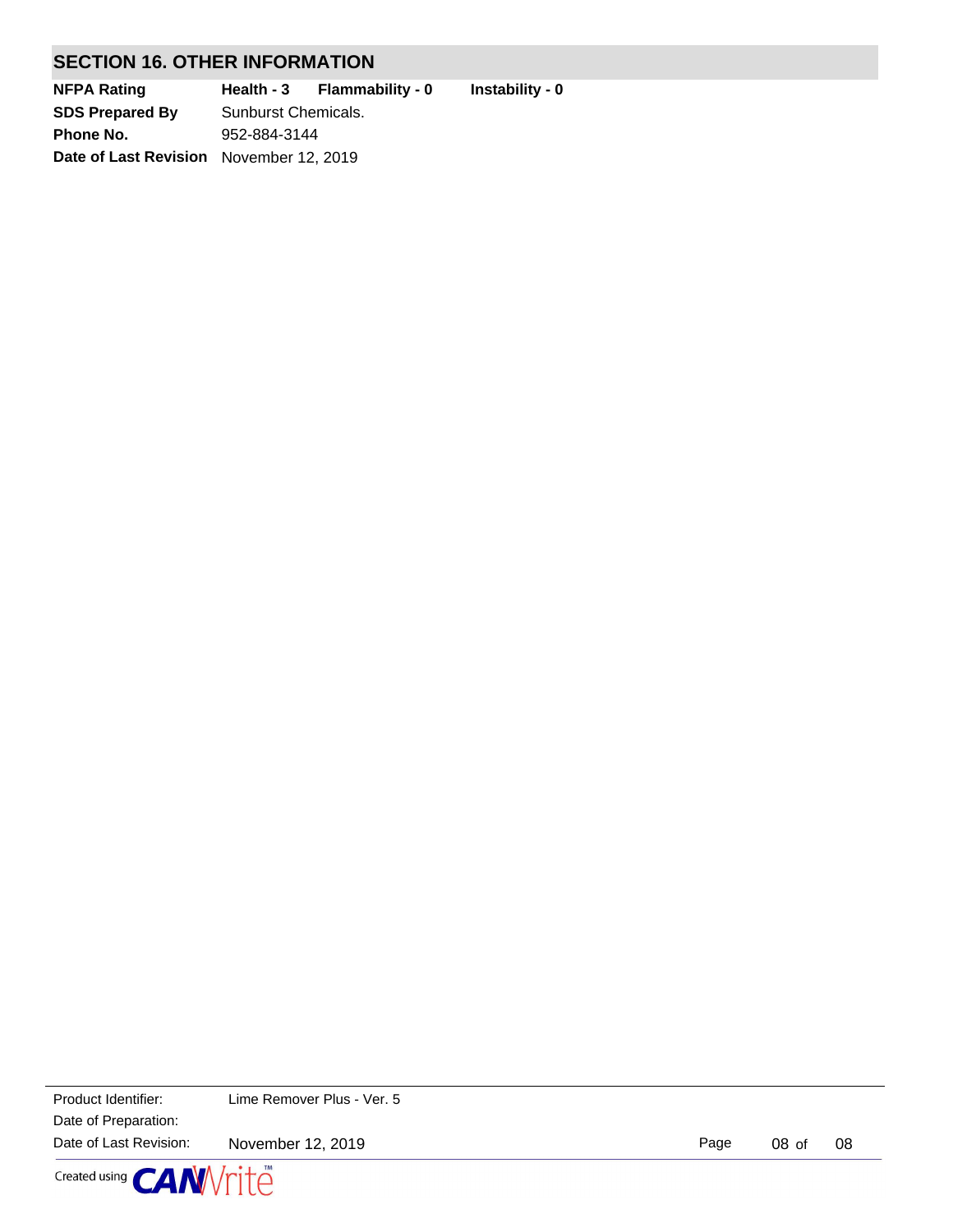## SECTION 16. OTHER INFORMATION

| | | | |
|---|---|---|---|
| **NFPA Rating** | **Health - 3** | **Flammability - 0** | **Instability - 0** |
| **SDS Prepared By** | Sunburst Chemicals. | | |
| **Phone No.** | 952-884-3144 | | |
| **Date of Last Revision** | November 12, 2019 | | |